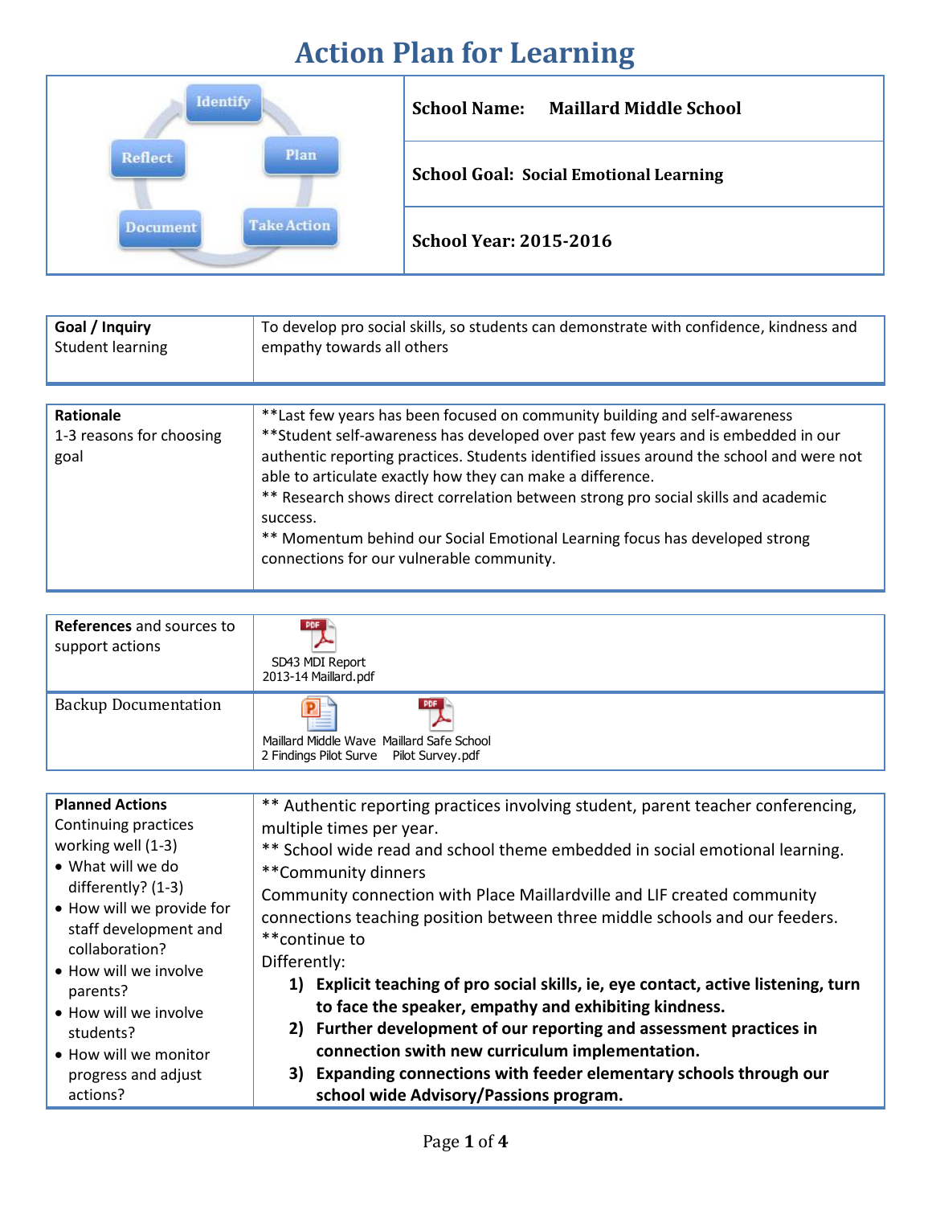# Action Plan for Learning

| | |
|---|---|
| Identify → Plan → Take Action → Document → Reflect | **School Name: Maillard Middle School** |
| | **School Goal: Social Emotional Learning** |
| | **School Year: 2015-2016** |

| | |
|---|---|
| **Goal / Inquiry**<br>Student learning | To develop pro social skills, so students can demonstrate with confidence, kindness and empathy towards all others |

| | |
|---|---|
| **Rationale**<br>1-3 reasons for choosing goal | **Last few years has been focused on community building and self-awareness<br>**Student self-awareness has developed over past few years and is embedded in our authentic reporting practices. Students identified issues around the school and were not able to articulate exactly how they can make a difference.<br>** Research shows direct correlation between strong pro social skills and academic success.<br>** Momentum behind our Social Emotional Learning focus has developed strong connections for our vulnerable community. |

| | |
|---|---|
| **References** and sources to support actions | SD43 MDI Report 2013-14 Maillard.pdf |
| Backup Documentation | Maillard Middle Wave 2 Findings Pilot Surve<br>Maillard Safe School Pilot Survey.pdf |

| | |
|---|---|
| **Planned Actions**<br>Continuing practices working well (1-3)<br>• What will we do differently? (1-3)<br>• How will we provide for staff development and collaboration?<br>• How will we involve parents?<br>• How will we involve students?<br>• How will we monitor progress and adjust actions? | ** Authentic reporting practices involving student, parent teacher conferencing, multiple times per year.<br>** School wide read and school theme embedded in social emotional learning.<br>**Community dinners<br>Community connection with Place Maillardville and LIF created community connections teaching position between three middle schools and our feeders.<br>**continue to<br>Differently:<br>1) **Explicit teaching of pro social skills, ie, eye contact, active listening, turn to face the speaker, empathy and exhibiting kindness.**<br>2) **Further development of our reporting and assessment practices in connection swith new curriculum implementation.**<br>3) **Expanding connections with feeder elementary schools through our school wide Advisory/Passions program.** |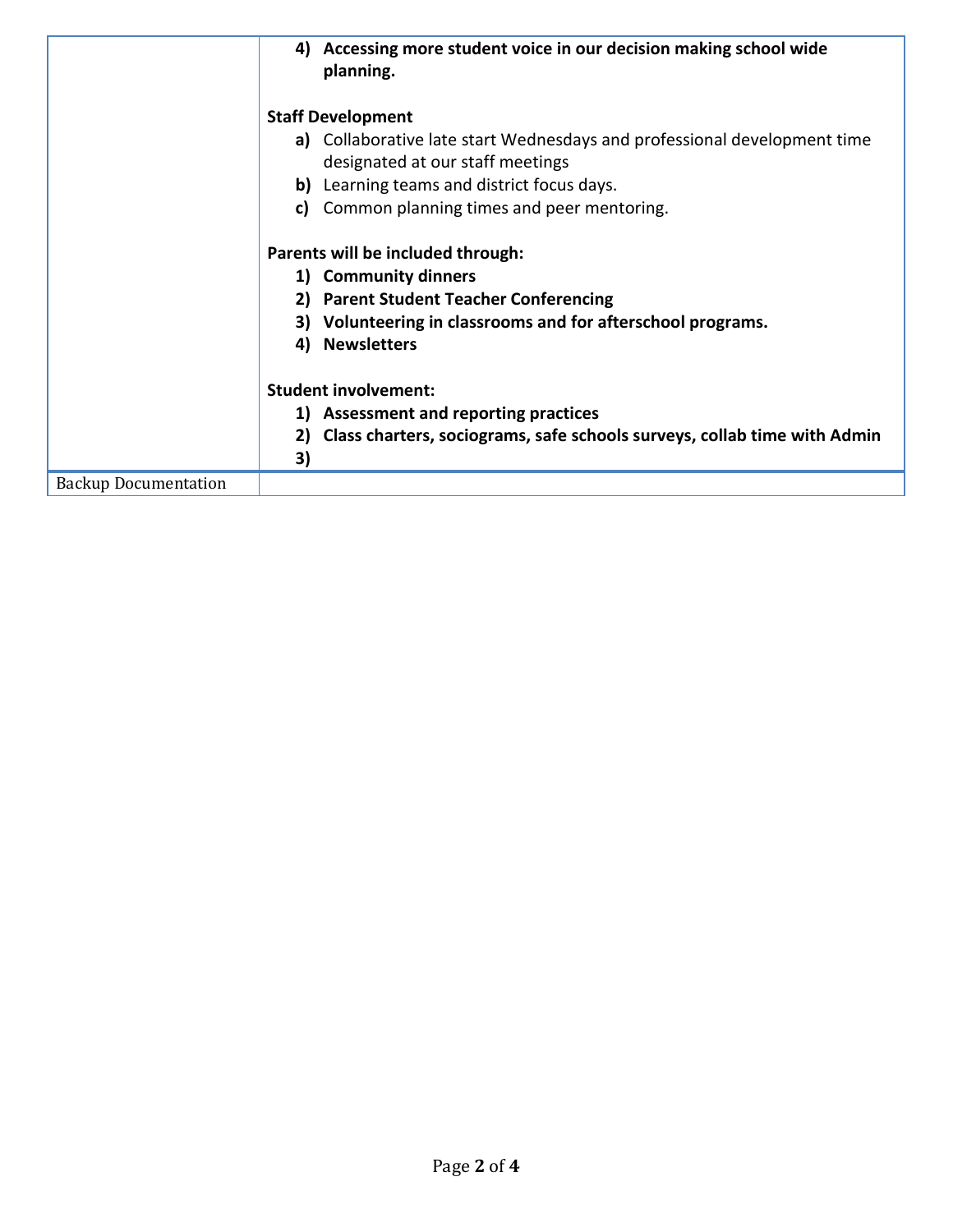| | |
|---|---|
| | **4) Accessing more student voice in our decision making school wide planning.**<br><br>**Staff Development**<br>**a)** Collaborative late start Wednesdays and professional development time designated at our staff meetings<br>**b)** Learning teams and district focus days.<br>**c)** Common planning times and peer mentoring.<br><br>**Parents will be included through:**<br>**1) Community dinners**<br>**2) Parent Student Teacher Conferencing**<br>**3) Volunteering in classrooms and for afterschool programs.**<br>**4) Newsletters**<br><br>**Student involvement:**<br>**1) Assessment and reporting practices**<br>**2) Class charters, sociograms, safe schools surveys, collab time with Admin**<br>**3)** |
| Backup Documentation | |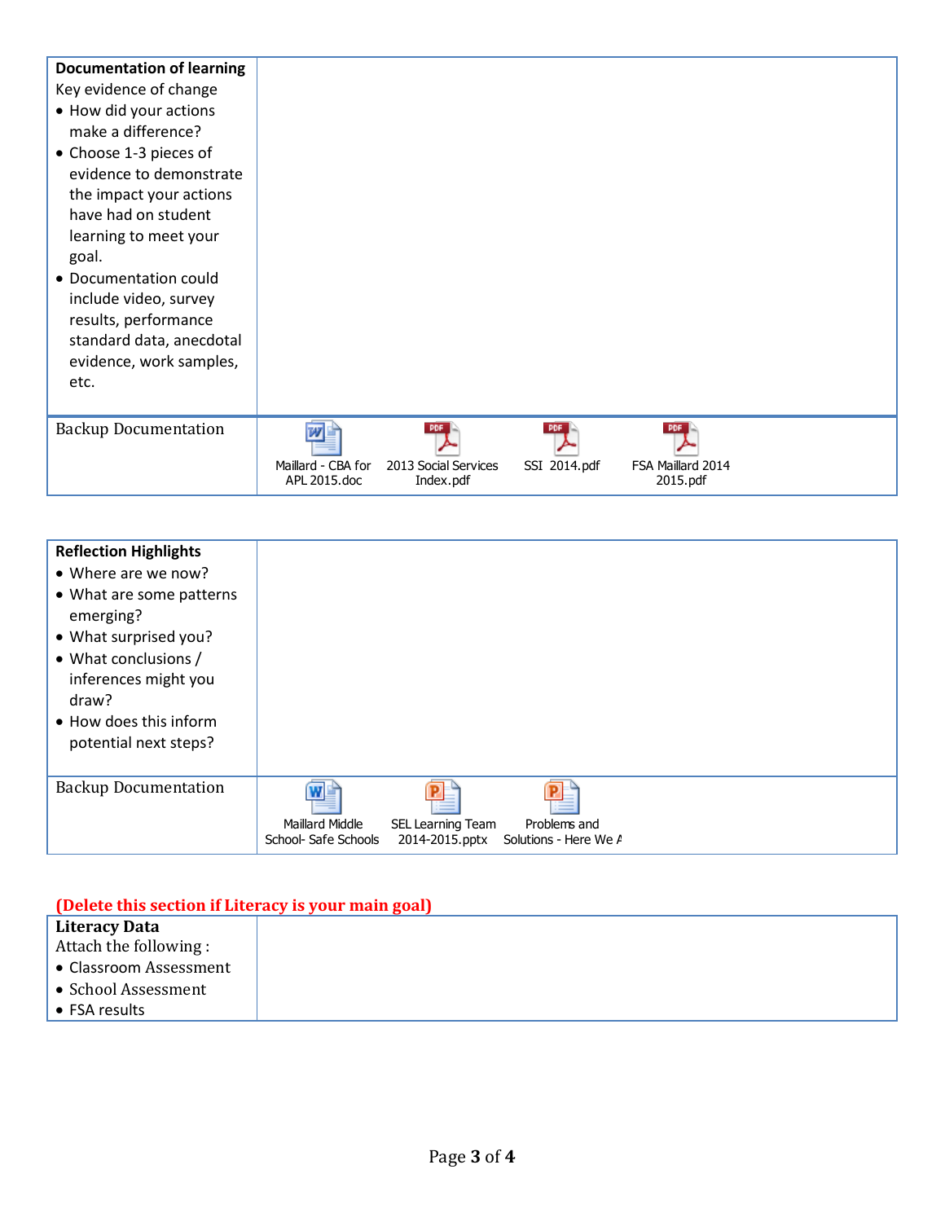| **Documentation of learning**<br>Key evidence of change<br>• How did your actions make a difference?<br>• Choose 1-3 pieces of evidence to demonstrate the impact your actions have had on student learning to meet your goal.<br>• Documentation could include video, survey results, performance standard data, anecdotal evidence, work samples, etc. | |
| --- | --- |
| Backup Documentation | Maillard - CBA for APL 2015.doc · 2013 Social Services Index.pdf · SSI 2014.pdf · FSA Maillard 2014 2015.pdf |

| **Reflection Highlights**<br>• Where are we now?<br>• What are some patterns emerging?<br>• What surprised you?<br>• What conclusions / inferences might you draw?<br>• How does this inform potential next steps? | |
| --- | --- |
| Backup Documentation | Maillard Middle School- Safe Schools · SEL Learning Team 2014-2015.pptx · Problems and Solutions - Here We A |

**(Delete this section if Literacy is your main goal)**

| **Literacy Data**<br>Attach the following :<br>• Classroom Assessment<br>• School Assessment<br>• FSA results | |
| --- | --- |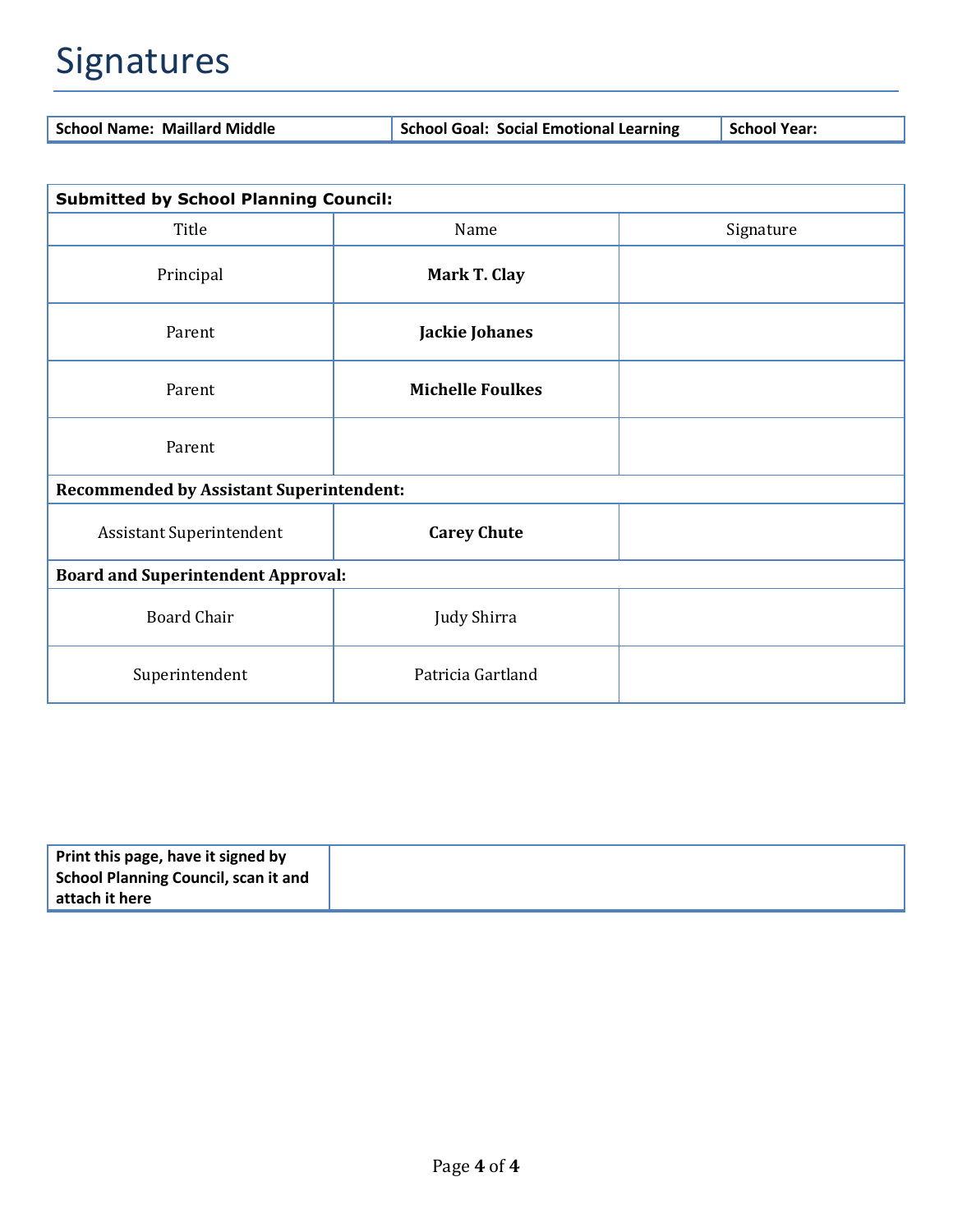# Signatures

| School Name: Maillard Middle | School Goal: Social Emotional Learning | School Year: |
|---|---|---|

| Submitted by School Planning Council: | | |
|---|---|---|
| Title | Name | Signature |
| Principal | **Mark T. Clay** | |
| Parent | **Jackie Johanes** | |
| Parent | **Michelle Foulkes** | |
| Parent | | |
| **Recommended by Assistant Superintendent:** | | |
| Assistant Superintendent | **Carey Chute** | |
| **Board and Superintendent Approval:** | | |
| Board Chair | Judy Shirra | |
| Superintendent | Patricia Gartland | |

| **Print this page, have it signed by School Planning Council, scan it and attach it here** | |
|---|---|